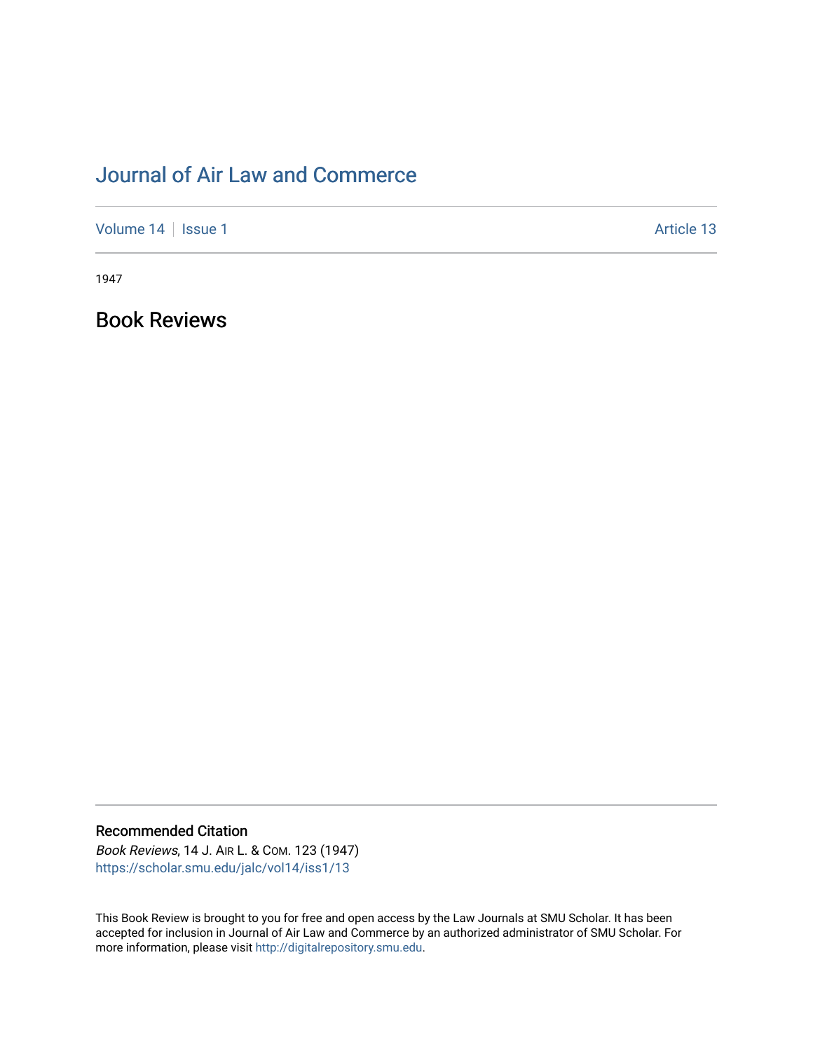# Journal of Air Law and Commerce

Volume 14 | Issue 1 | Article 13

1947

## Book Reviews

### Recommended Citation

*Book Reviews*, 14 J. Air L. & Com. 123 (1947)
https://scholar.smu.edu/jalc/vol14/iss1/13

This Book Review is brought to you for free and open access by the Law Journals at SMU Scholar. It has been accepted for inclusion in Journal of Air Law and Commerce by an authorized administrator of SMU Scholar. For more information, please visit http://digitalrepository.smu.edu.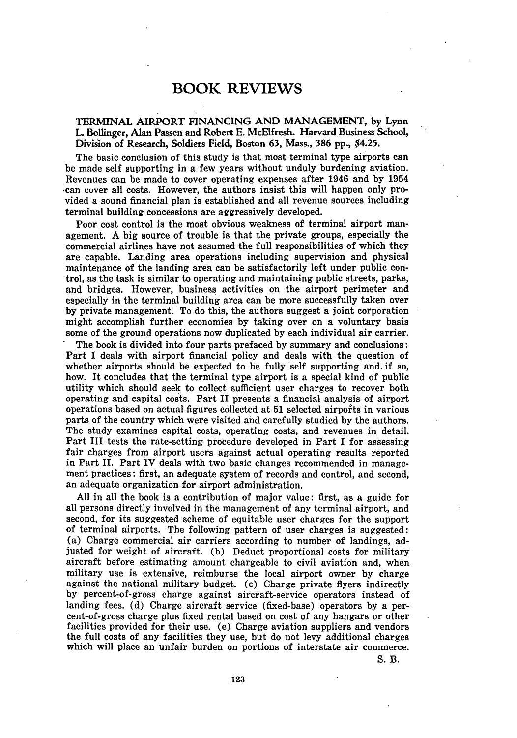# BOOK REVIEWS

**TERMINAL AIRPORT FINANCING AND MANAGEMENT, by Lynn L. Bollinger, Alan Passen and Robert E. McElfresh. Harvard Business School, Division of Research, Soldiers Field, Boston 63, Mass., 386 pp., $4.25.**

The basic conclusion of this study is that most terminal type airports can be made self supporting in a few years without unduly burdening aviation. Revenues can be made to cover operating expenses after 1946 and by 1954 can cover all costs. However, the authors insist this will happen only provided a sound financial plan is established and all revenue sources including terminal building concessions are aggressively developed.

Poor cost control is the most obvious weakness of terminal airport management. A big source of trouble is that the private groups, especially the commercial airlines have not assumed the full responsibilities of which they are capable. Landing area operations including supervision and physical maintenance of the landing area can be satisfactorily left under public control, as the task is similar to operating and maintaining public streets, parks, and bridges. However, business activities on the airport perimeter and especially in the terminal building area can be more successfully taken over by private management. To do this, the authors suggest a joint corporation might accomplish further economies by taking over on a voluntary basis some of the ground operations now duplicated by each individual air carrier.

The book is divided into four parts prefaced by summary and conclusions: Part I deals with airport financial policy and deals with the question of whether airports should be expected to be fully self supporting and if so, how. It concludes that the terminal type airport is a special kind of public utility which should seek to collect sufficient user charges to recover both operating and capital costs. Part II presents a financial analysis of airport operations based on actual figures collected at 51 selected airports in various parts of the country which were visited and carefully studied by the authors. The study examines capital costs, operating costs, and revenues in detail. Part III tests the rate-setting procedure developed in Part I for assessing fair charges from airport users against actual operating results reported in Part II. Part IV deals with two basic changes recommended in management practices: first, an adequate system of records and control, and second, an adequate organization for airport administration.

All in all the book is a contribution of major value: first, as a guide for all persons directly involved in the management of any terminal airport, and second, for its suggested scheme of equitable user charges for the support of terminal airports. The following pattern of user charges is suggested: (a) Charge commercial air carriers according to number of landings, adjusted for weight of aircraft. (b) Deduct proportional costs for military aircraft before estimating amount chargeable to civil aviation and, when military use is extensive, reimburse the local airport owner by charge against the national military budget. (c) Charge private flyers indirectly by percent-of-gross charge against aircraft-service operators instead of landing fees. (d) Charge aircraft service (fixed-base) operators by a percent-of-gross charge plus fixed rental based on cost of any hangars or other facilities provided for their use. (e) Charge aviation suppliers and vendors the full costs of any facilities they use, but do not levy additional charges which will place an unfair burden on portions of interstate air commerce.

S. B.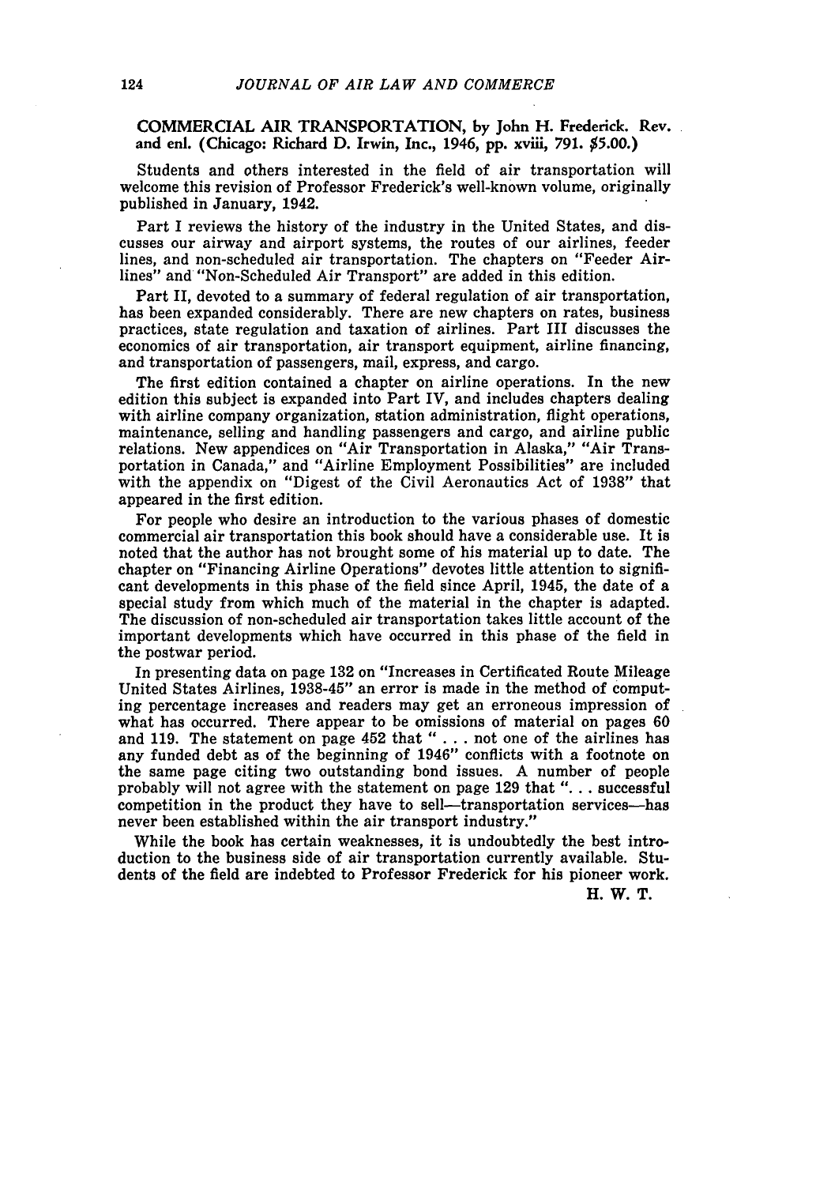**COMMERCIAL AIR TRANSPORTATION, by John H. Frederick. Rev. and enl. (Chicago: Richard D. Irwin, Inc., 1946, pp. xviii, 791. $5.00.)**

Students and others interested in the field of air transportation will welcome this revision of Professor Frederick's well-known volume, originally published in January, 1942.

Part I reviews the history of the industry in the United States, and discusses our airway and airport systems, the routes of our airlines, feeder lines, and non-scheduled air transportation. The chapters on "Feeder Airlines" and "Non-Scheduled Air Transport" are added in this edition.

Part II, devoted to a summary of federal regulation of air transportation, has been expanded considerably. There are new chapters on rates, business practices, state regulation and taxation of airlines. Part III discusses the economics of air transportation, air transport equipment, airline financing, and transportation of passengers, mail, express, and cargo.

The first edition contained a chapter on airline operations. In the new edition this subject is expanded into Part IV, and includes chapters dealing with airline company organization, station administration, flight operations, maintenance, selling and handling passengers and cargo, and airline public relations. New appendices on "Air Transportation in Alaska," "Air Transportation in Canada," and "Airline Employment Possibilities" are included with the appendix on "Digest of the Civil Aeronautics Act of 1938" that appeared in the first edition.

For people who desire an introduction to the various phases of domestic commercial air transportation this book should have a considerable use. It is noted that the author has not brought some of his material up to date. The chapter on "Financing Airline Operations" devotes little attention to significant developments in this phase of the field since April, 1945, the date of a special study from which much of the material in the chapter is adapted. The discussion of non-scheduled air transportation takes little account of the important developments which have occurred in this phase of the field in the postwar period.

In presenting data on page 132 on "Increases in Certificated Route Mileage United States Airlines, 1938-45" an error is made in the method of computing percentage increases and readers may get an erroneous impression of what has occurred. There appear to be omissions of material on pages 60 and 119. The statement on page 452 that " . . . not one of the airlines has any funded debt as of the beginning of 1946" conflicts with a footnote on the same page citing two outstanding bond issues. A number of people probably will not agree with the statement on page 129 that ". . . successful competition in the product they have to sell—transportation services—has never been established within the air transport industry."

While the book has certain weaknesses, it is undoubtedly the best introduction to the business side of air transportation currently available. Students of the field are indebted to Professor Frederick for his pioneer work.

H. W. T.